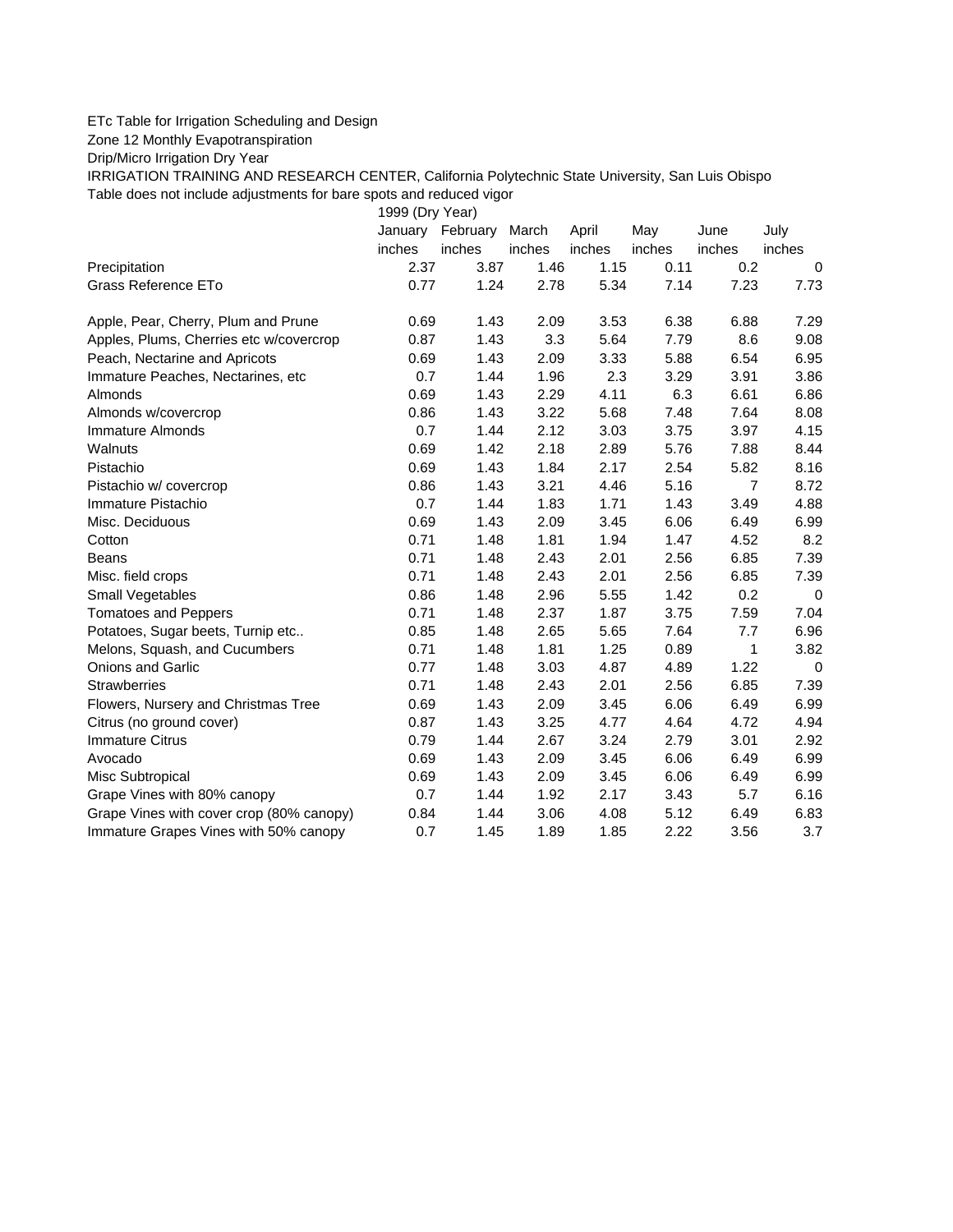ETc Table for Irrigation Scheduling and Design

Zone 12 Monthly Evapotranspiration

Drip/Micro Irrigation Dry Year

IRRIGATION TRAINING AND RESEARCH CENTER, California Polytechnic State University, San Luis Obispo

Table does not include adjustments for bare spots and reduced vigor

| | 1999 (Dry Year) | | | | | | |
|---|---|---|---|---|---|---|---|
| | January | February | March | April | May | June | July |
| | inches | inches | inches | inches | inches | inches | inches |
| Precipitation | 2.37 | 3.87 | 1.46 | 1.15 | 0.11 | 0.2 | 0 |
| Grass Reference ETo | 0.77 | 1.24 | 2.78 | 5.34 | 7.14 | 7.23 | 7.73 |
| | | | | | | | |
| Apple, Pear, Cherry, Plum and Prune | 0.69 | 1.43 | 2.09 | 3.53 | 6.38 | 6.88 | 7.29 |
| Apples, Plums, Cherries etc w/covercrop | 0.87 | 1.43 | 3.3 | 5.64 | 7.79 | 8.6 | 9.08 |
| Peach, Nectarine and Apricots | 0.69 | 1.43 | 2.09 | 3.33 | 5.88 | 6.54 | 6.95 |
| Immature Peaches, Nectarines, etc | 0.7 | 1.44 | 1.96 | 2.3 | 3.29 | 3.91 | 3.86 |
| Almonds | 0.69 | 1.43 | 2.29 | 4.11 | 6.3 | 6.61 | 6.86 |
| Almonds w/covercrop | 0.86 | 1.43 | 3.22 | 5.68 | 7.48 | 7.64 | 8.08 |
| Immature Almonds | 0.7 | 1.44 | 2.12 | 3.03 | 3.75 | 3.97 | 4.15 |
| Walnuts | 0.69 | 1.42 | 2.18 | 2.89 | 5.76 | 7.88 | 8.44 |
| Pistachio | 0.69 | 1.43 | 1.84 | 2.17 | 2.54 | 5.82 | 8.16 |
| Pistachio w/ covercrop | 0.86 | 1.43 | 3.21 | 4.46 | 5.16 | 7 | 8.72 |
| Immature Pistachio | 0.7 | 1.44 | 1.83 | 1.71 | 1.43 | 3.49 | 4.88 |
| Misc. Deciduous | 0.69 | 1.43 | 2.09 | 3.45 | 6.06 | 6.49 | 6.99 |
| Cotton | 0.71 | 1.48 | 1.81 | 1.94 | 1.47 | 4.52 | 8.2 |
| Beans | 0.71 | 1.48 | 2.43 | 2.01 | 2.56 | 6.85 | 7.39 |
| Misc. field crops | 0.71 | 1.48 | 2.43 | 2.01 | 2.56 | 6.85 | 7.39 |
| Small Vegetables | 0.86 | 1.48 | 2.96 | 5.55 | 1.42 | 0.2 | 0 |
| Tomatoes and Peppers | 0.71 | 1.48 | 2.37 | 1.87 | 3.75 | 7.59 | 7.04 |
| Potatoes, Sugar beets, Turnip etc.. | 0.85 | 1.48 | 2.65 | 5.65 | 7.64 | 7.7 | 6.96 |
| Melons, Squash, and Cucumbers | 0.71 | 1.48 | 1.81 | 1.25 | 0.89 | 1 | 3.82 |
| Onions and Garlic | 0.77 | 1.48 | 3.03 | 4.87 | 4.89 | 1.22 | 0 |
| Strawberries | 0.71 | 1.48 | 2.43 | 2.01 | 2.56 | 6.85 | 7.39 |
| Flowers, Nursery and Christmas Tree | 0.69 | 1.43 | 2.09 | 3.45 | 6.06 | 6.49 | 6.99 |
| Citrus (no ground cover) | 0.87 | 1.43 | 3.25 | 4.77 | 4.64 | 4.72 | 4.94 |
| Immature Citrus | 0.79 | 1.44 | 2.67 | 3.24 | 2.79 | 3.01 | 2.92 |
| Avocado | 0.69 | 1.43 | 2.09 | 3.45 | 6.06 | 6.49 | 6.99 |
| Misc Subtropical | 0.69 | 1.43 | 2.09 | 3.45 | 6.06 | 6.49 | 6.99 |
| Grape Vines with 80% canopy | 0.7 | 1.44 | 1.92 | 2.17 | 3.43 | 5.7 | 6.16 |
| Grape Vines with cover crop (80% canopy) | 0.84 | 1.44 | 3.06 | 4.08 | 5.12 | 6.49 | 6.83 |
| Immature Grapes Vines with 50% canopy | 0.7 | 1.45 | 1.89 | 1.85 | 2.22 | 3.56 | 3.7 |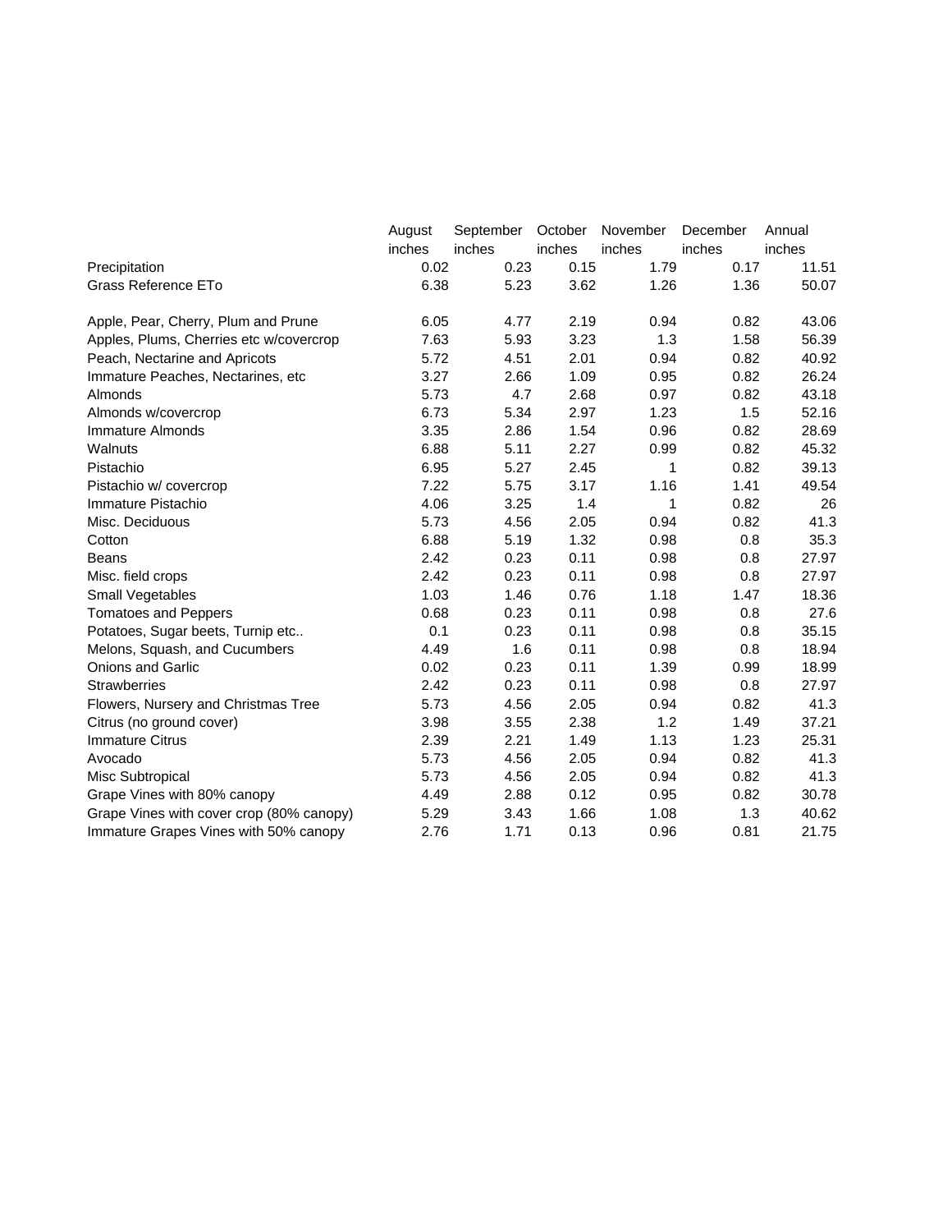| | August inches | September inches | October inches | November inches | December inches | Annual inches |
|---|---|---|---|---|---|---|
| Precipitation | 0.02 | 0.23 | 0.15 | 1.79 | 0.17 | 11.51 |
| Grass Reference ETo | 6.38 | 5.23 | 3.62 | 1.26 | 1.36 | 50.07 |
| | | | | | | |
| Apple, Pear, Cherry, Plum and Prune | 6.05 | 4.77 | 2.19 | 0.94 | 0.82 | 43.06 |
| Apples, Plums, Cherries etc w/covercrop | 7.63 | 5.93 | 3.23 | 1.3 | 1.58 | 56.39 |
| Peach, Nectarine and Apricots | 5.72 | 4.51 | 2.01 | 0.94 | 0.82 | 40.92 |
| Immature Peaches, Nectarines, etc | 3.27 | 2.66 | 1.09 | 0.95 | 0.82 | 26.24 |
| Almonds | 5.73 | 4.7 | 2.68 | 0.97 | 0.82 | 43.18 |
| Almonds w/covercrop | 6.73 | 5.34 | 2.97 | 1.23 | 1.5 | 52.16 |
| Immature Almonds | 3.35 | 2.86 | 1.54 | 0.96 | 0.82 | 28.69 |
| Walnuts | 6.88 | 5.11 | 2.27 | 0.99 | 0.82 | 45.32 |
| Pistachio | 6.95 | 5.27 | 2.45 | 1 | 0.82 | 39.13 |
| Pistachio w/ covercrop | 7.22 | 5.75 | 3.17 | 1.16 | 1.41 | 49.54 |
| Immature Pistachio | 4.06 | 3.25 | 1.4 | 1 | 0.82 | 26 |
| Misc. Deciduous | 5.73 | 4.56 | 2.05 | 0.94 | 0.82 | 41.3 |
| Cotton | 6.88 | 5.19 | 1.32 | 0.98 | 0.8 | 35.3 |
| Beans | 2.42 | 0.23 | 0.11 | 0.98 | 0.8 | 27.97 |
| Misc. field crops | 2.42 | 0.23 | 0.11 | 0.98 | 0.8 | 27.97 |
| Small Vegetables | 1.03 | 1.46 | 0.76 | 1.18 | 1.47 | 18.36 |
| Tomatoes and Peppers | 0.68 | 0.23 | 0.11 | 0.98 | 0.8 | 27.6 |
| Potatoes, Sugar beets, Turnip etc.. | 0.1 | 0.23 | 0.11 | 0.98 | 0.8 | 35.15 |
| Melons, Squash, and Cucumbers | 4.49 | 1.6 | 0.11 | 0.98 | 0.8 | 18.94 |
| Onions and Garlic | 0.02 | 0.23 | 0.11 | 1.39 | 0.99 | 18.99 |
| Strawberries | 2.42 | 0.23 | 0.11 | 0.98 | 0.8 | 27.97 |
| Flowers, Nursery and Christmas Tree | 5.73 | 4.56 | 2.05 | 0.94 | 0.82 | 41.3 |
| Citrus (no ground cover) | 3.98 | 3.55 | 2.38 | 1.2 | 1.49 | 37.21 |
| Immature Citrus | 2.39 | 2.21 | 1.49 | 1.13 | 1.23 | 25.31 |
| Avocado | 5.73 | 4.56 | 2.05 | 0.94 | 0.82 | 41.3 |
| Misc Subtropical | 5.73 | 4.56 | 2.05 | 0.94 | 0.82 | 41.3 |
| Grape Vines with 80% canopy | 4.49 | 2.88 | 0.12 | 0.95 | 0.82 | 30.78 |
| Grape Vines with cover crop (80% canopy) | 5.29 | 3.43 | 1.66 | 1.08 | 1.3 | 40.62 |
| Immature Grapes Vines with 50% canopy | 2.76 | 1.71 | 0.13 | 0.96 | 0.81 | 21.75 |